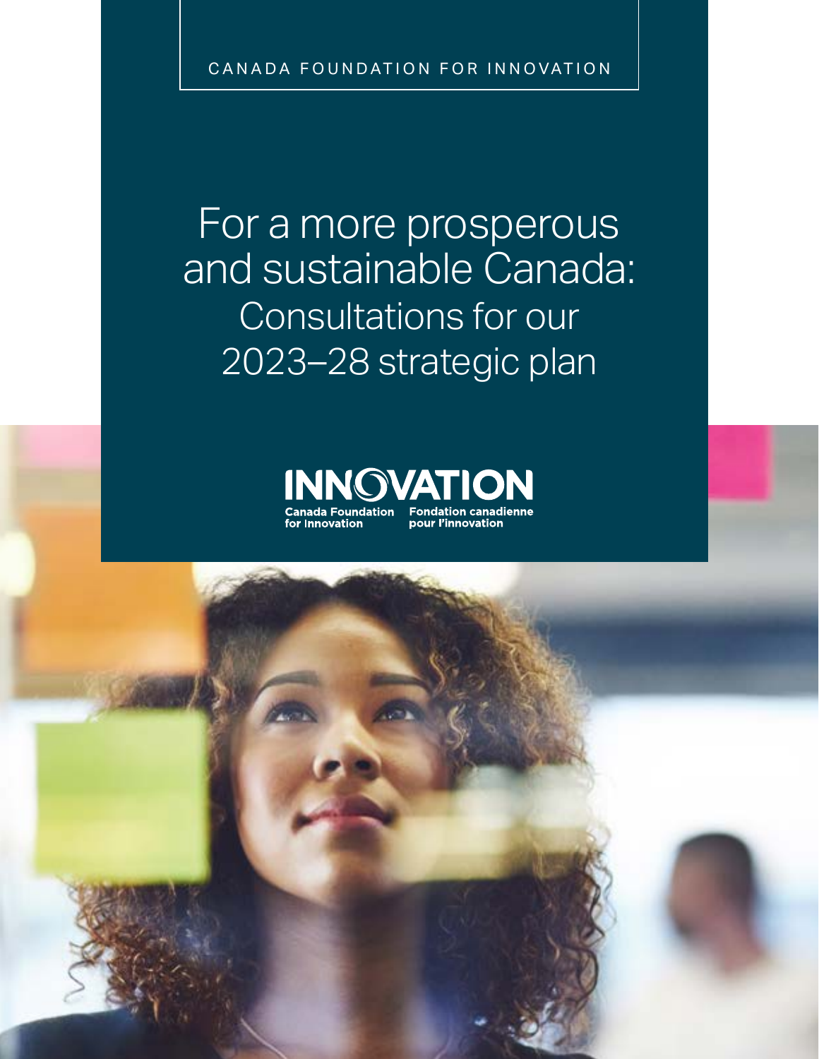CANADA FOUNDATION FOR INNOVATION

# For a more prosperous and sustainable Canada: Consultations for our 2023–28 strategic plan

INNOVATION
Canada Foundation for Innovation
Fondation canadienne pour l'innovation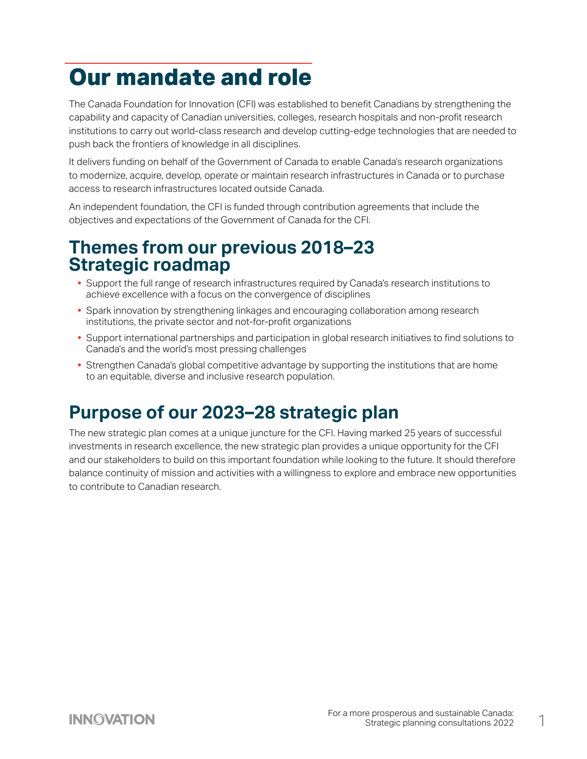# Our mandate and role

The Canada Foundation for Innovation (CFI) was established to benefit Canadians by strengthening the capability and capacity of Canadian universities, colleges, research hospitals and non-profit research institutions to carry out world-class research and develop cutting-edge technologies that are needed to push back the frontiers of knowledge in all disciplines.

It delivers funding on behalf of the Government of Canada to enable Canada's research organizations to modernize, acquire, develop, operate or maintain research infrastructures in Canada or to purchase access to research infrastructures located outside Canada.

An independent foundation, the CFI is funded through contribution agreements that include the objectives and expectations of the Government of Canada for the CFI.

## Themes from our previous 2018–23 Strategic roadmap

- Support the full range of research infrastructures required by Canada's research institutions to achieve excellence with a focus on the convergence of disciplines
- Spark innovation by strengthening linkages and encouraging collaboration among research institutions, the private sector and not-for-profit organizations
- Support international partnerships and participation in global research initiatives to find solutions to Canada's and the world's most pressing challenges
- Strengthen Canada's global competitive advantage by supporting the institutions that are home to an equitable, diverse and inclusive research population.

## Purpose of our 2023–28 strategic plan

The new strategic plan comes at a unique juncture for the CFI. Having marked 25 years of successful investments in research excellence, the new strategic plan provides a unique opportunity for the CFI and our stakeholders to build on this important foundation while looking to the future. It should therefore balance continuity of mission and activities with a willingness to explore and embrace new opportunities to contribute to Canadian research.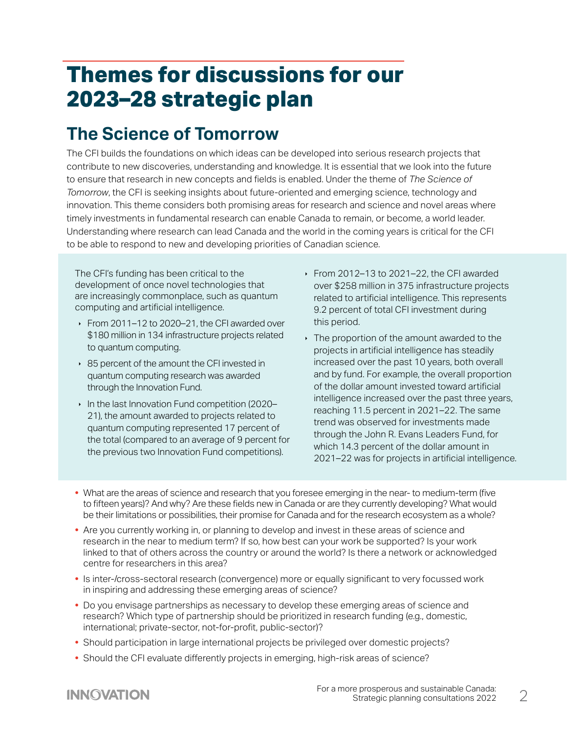# Themes for discussions for our 2023–28 strategic plan

## The Science of Tomorrow

The CFI builds the foundations on which ideas can be developed into serious research projects that contribute to new discoveries, understanding and knowledge. It is essential that we look into the future to ensure that research in new concepts and fields is enabled. Under the theme of *The Science of Tomorrow*, the CFI is seeking insights about future-oriented and emerging science, technology and innovation. This theme considers both promising areas for research and science and novel areas where timely investments in fundamental research can enable Canada to remain, or become, a world leader. Understanding where research can lead Canada and the world in the coming years is critical for the CFI to be able to respond to new and developing priorities of Canadian science.

The CFI's funding has been critical to the development of once novel technologies that are increasingly commonplace, such as quantum computing and artificial intelligence.

- From 2011–12 to 2020–21, the CFI awarded over $180 million in 134 infrastructure projects related to quantum computing.
- 85 percent of the amount the CFI invested in quantum computing research was awarded through the Innovation Fund.
- In the last Innovation Fund competition (2020–21), the amount awarded to projects related to quantum computing represented 17 percent of the total (compared to an average of 9 percent for the previous two Innovation Fund competitions).
- From 2012–13 to 2021–22, the CFI awarded over $258 million in 375 infrastructure projects related to artificial intelligence. This represents 9.2 percent of total CFI investment during this period.
- The proportion of the amount awarded to the projects in artificial intelligence has steadily increased over the past 10 years, both overall and by fund. For example, the overall proportion of the dollar amount invested toward artificial intelligence increased over the past three years, reaching 11.5 percent in 2021–22. The same trend was observed for investments made through the John R. Evans Leaders Fund, for which 14.3 percent of the dollar amount in 2021–22 was for projects in artificial intelligence.

- What are the areas of science and research that you foresee emerging in the near- to medium-term (five to fifteen years)? And why? Are these fields new in Canada or are they currently developing? What would be their limitations or possibilities, their promise for Canada and for the research ecosystem as a whole?
- Are you currently working in, or planning to develop and invest in these areas of science and research in the near to medium term? If so, how best can your work be supported? Is your work linked to that of others across the country or around the world? Is there a network or acknowledged centre for researchers in this area?
- Is inter-/cross-sectoral research (convergence) more or equally significant to very focussed work in inspiring and addressing these emerging areas of science?
- Do you envisage partnerships as necessary to develop these emerging areas of science and research? Which type of partnership should be prioritized in research funding (e.g., domestic, international; private-sector, not-for-profit, public-sector)?
- Should participation in large international projects be privileged over domestic projects?
- Should the CFI evaluate differently projects in emerging, high-risk areas of science?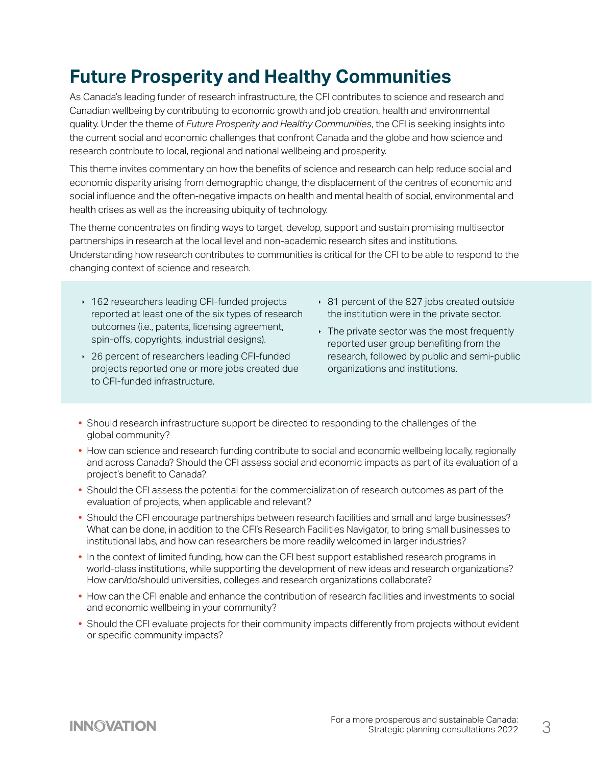# Future Prosperity and Healthy Communities

As Canada's leading funder of research infrastructure, the CFI contributes to science and research and Canadian wellbeing by contributing to economic growth and job creation, health and environmental quality. Under the theme of *Future Prosperity and Healthy Communities*, the CFI is seeking insights into the current social and economic challenges that confront Canada and the globe and how science and research contribute to local, regional and national wellbeing and prosperity.

This theme invites commentary on how the benefits of science and research can help reduce social and economic disparity arising from demographic change, the displacement of the centres of economic and social influence and the often-negative impacts on health and mental health of social, environmental and health crises as well as the increasing ubiquity of technology.

The theme concentrates on finding ways to target, develop, support and sustain promising multisector partnerships in research at the local level and non-academic research sites and institutions. Understanding how research contributes to communities is critical for the CFI to be able to respond to the changing context of science and research.

- 162 researchers leading CFI-funded projects reported at least one of the six types of research outcomes (i.e., patents, licensing agreement, spin-offs, copyrights, industrial designs).
- 26 percent of researchers leading CFI-funded projects reported one or more jobs created due to CFI-funded infrastructure.
- 81 percent of the 827 jobs created outside the institution were in the private sector.
- The private sector was the most frequently reported user group benefiting from the research, followed by public and semi-public organizations and institutions.

- Should research infrastructure support be directed to responding to the challenges of the global community?
- How can science and research funding contribute to social and economic wellbeing locally, regionally and across Canada? Should the CFI assess social and economic impacts as part of its evaluation of a project's benefit to Canada?
- Should the CFI assess the potential for the commercialization of research outcomes as part of the evaluation of projects, when applicable and relevant?
- Should the CFI encourage partnerships between research facilities and small and large businesses? What can be done, in addition to the CFI's Research Facilities Navigator, to bring small businesses to institutional labs, and how can researchers be more readily welcomed in larger industries?
- In the context of limited funding, how can the CFI best support established research programs in world-class institutions, while supporting the development of new ideas and research organizations? How can/do/should universities, colleges and research organizations collaborate?
- How can the CFI enable and enhance the contribution of research facilities and investments to social and economic wellbeing in your community?
- Should the CFI evaluate projects for their community impacts differently from projects without evident or specific community impacts?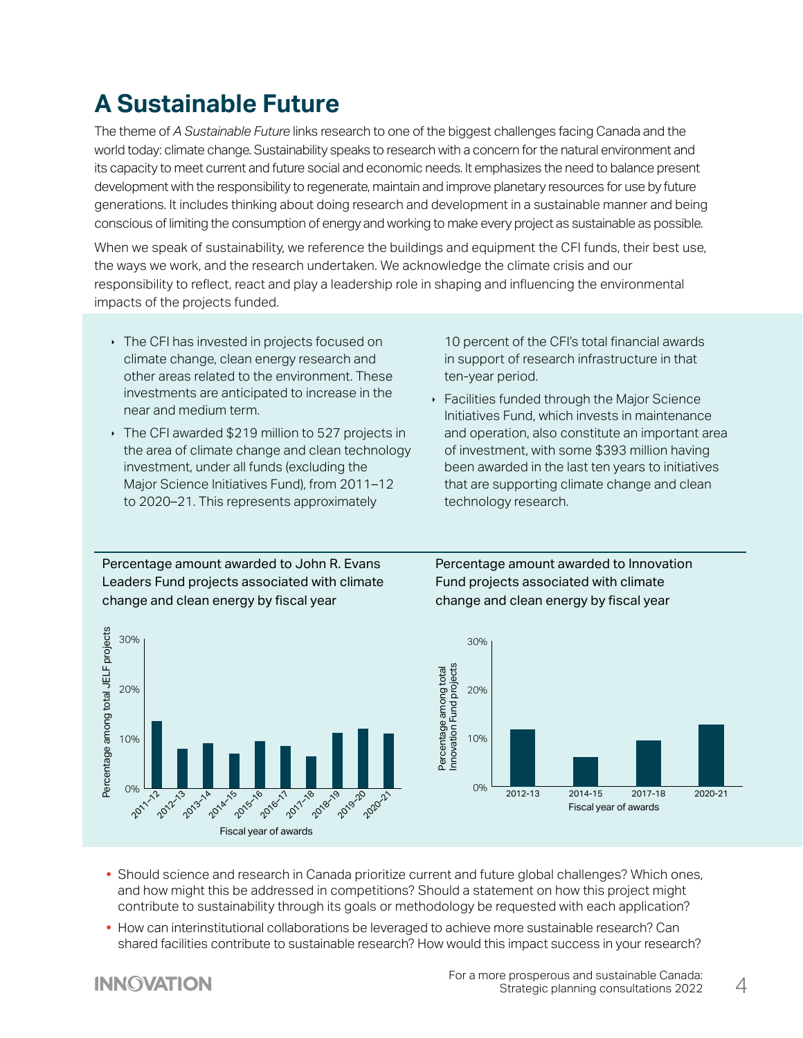# A Sustainable Future

The theme of *A Sustainable Future* links research to one of the biggest challenges facing Canada and the world today: climate change. Sustainability speaks to research with a concern for the natural environment and its capacity to meet current and future social and economic needs. It emphasizes the need to balance present development with the responsibility to regenerate, maintain and improve planetary resources for use by future generations. It includes thinking about doing research and development in a sustainable manner and being conscious of limiting the consumption of energy and working to make every project as sustainable as possible.

When we speak of sustainability, we reference the buildings and equipment the CFI funds, their best use, the ways we work, and the research undertaken. We acknowledge the climate crisis and our responsibility to reflect, react and play a leadership role in shaping and influencing the environmental impacts of the projects funded.

- The CFI has invested in projects focused on climate change, clean energy research and other areas related to the environment. These investments are anticipated to increase in the near and medium term.
- The CFI awarded $219 million to 527 projects in the area of climate change and clean technology investment, under all funds (excluding the Major Science Initiatives Fund), from 2011–12 to 2020–21. This represents approximately 10 percent of the CFI's total financial awards in support of research infrastructure in that ten-year period.
- Facilities funded through the Major Science Initiatives Fund, which invests in maintenance and operation, also constitute an important area of investment, with some $393 million having been awarded in the last ten years to initiatives that are supporting climate change and clean technology research.

Percentage amount awarded to John R. Evans Leaders Fund projects associated with climate change and clean energy by fiscal year

Percentage amount awarded to Innovation Fund projects associated with climate change and clean energy by fiscal year

- Should science and research in Canada prioritize current and future global challenges? Which ones, and how might this be addressed in competitions? Should a statement on how this project might contribute to sustainability through its goals or methodology be requested with each application?
- How can interinstitutional collaborations be leveraged to achieve more sustainable research? Can shared facilities contribute to sustainable research? How would this impact success in your research?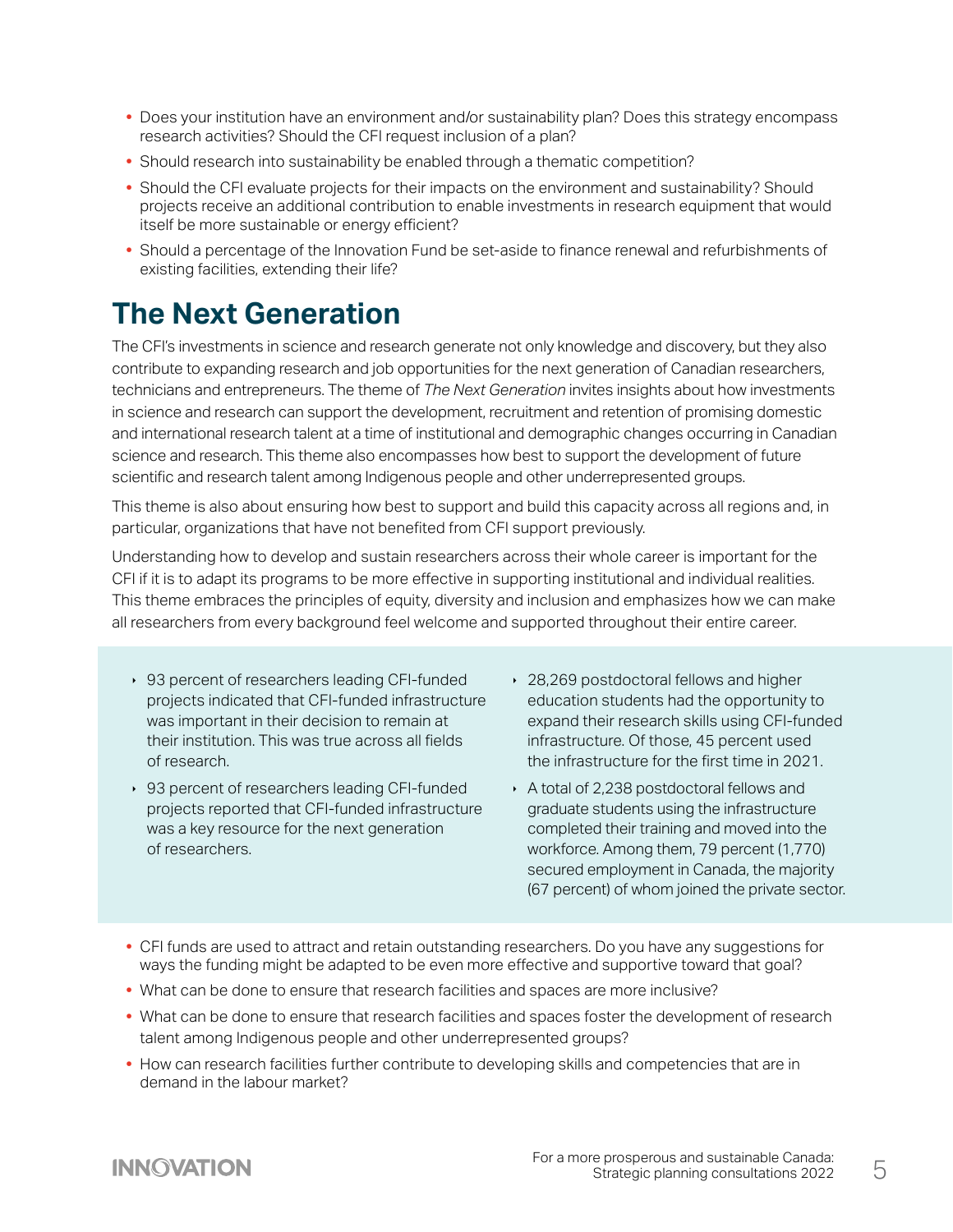- Does your institution have an environment and/or sustainability plan? Does this strategy encompass research activities? Should the CFI request inclusion of a plan?
- Should research into sustainability be enabled through a thematic competition?
- Should the CFI evaluate projects for their impacts on the environment and sustainability? Should projects receive an additional contribution to enable investments in research equipment that would itself be more sustainable or energy efficient?
- Should a percentage of the Innovation Fund be set-aside to finance renewal and refurbishments of existing facilities, extending their life?

## The Next Generation

The CFI's investments in science and research generate not only knowledge and discovery, but they also contribute to expanding research and job opportunities for the next generation of Canadian researchers, technicians and entrepreneurs. The theme of *The Next Generation* invites insights about how investments in science and research can support the development, recruitment and retention of promising domestic and international research talent at a time of institutional and demographic changes occurring in Canadian science and research. This theme also encompasses how best to support the development of future scientific and research talent among Indigenous people and other underrepresented groups.

This theme is also about ensuring how best to support and build this capacity across all regions and, in particular, organizations that have not benefited from CFI support previously.

Understanding how to develop and sustain researchers across their whole career is important for the CFI if it is to adapt its programs to be more effective in supporting institutional and individual realities. This theme embraces the principles of equity, diversity and inclusion and emphasizes how we can make all researchers from every background feel welcome and supported throughout their entire career.

- 93 percent of researchers leading CFI-funded projects indicated that CFI-funded infrastructure was important in their decision to remain at their institution. This was true across all fields of research.
- 93 percent of researchers leading CFI-funded projects reported that CFI-funded infrastructure was a key resource for the next generation of researchers.
- 28,269 postdoctoral fellows and higher education students had the opportunity to expand their research skills using CFI-funded infrastructure. Of those, 45 percent used the infrastructure for the first time in 2021.
- A total of 2,238 postdoctoral fellows and graduate students using the infrastructure completed their training and moved into the workforce. Among them, 79 percent (1,770) secured employment in Canada, the majority (67 percent) of whom joined the private sector.

- CFI funds are used to attract and retain outstanding researchers. Do you have any suggestions for ways the funding might be adapted to be even more effective and supportive toward that goal?
- What can be done to ensure that research facilities and spaces are more inclusive?
- What can be done to ensure that research facilities and spaces foster the development of research talent among Indigenous people and other underrepresented groups?
- How can research facilities further contribute to developing skills and competencies that are in demand in the labour market?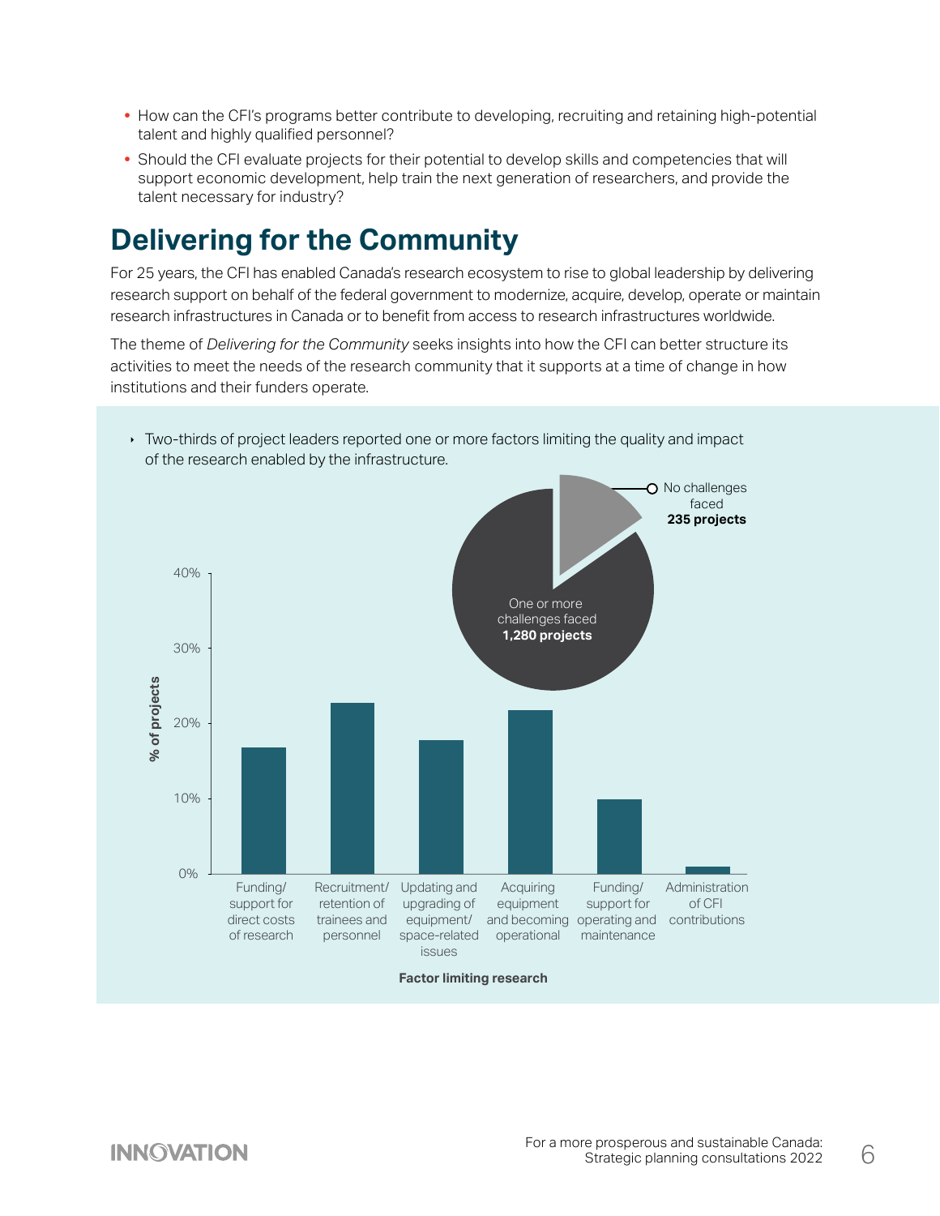- How can the CFI's programs better contribute to developing, recruiting and retaining high-potential talent and highly qualified personnel?
- Should the CFI evaluate projects for their potential to develop skills and competencies that will support economic development, help train the next generation of researchers, and provide the talent necessary for industry?

## Delivering for the Community

For 25 years, the CFI has enabled Canada's research ecosystem to rise to global leadership by delivering research support on behalf of the federal government to modernize, acquire, develop, operate or maintain research infrastructures in Canada or to benefit from access to research infrastructures worldwide.

The theme of *Delivering for the Community* seeks insights into how the CFI can better structure its activities to meet the needs of the research community that it supports at a time of change in how institutions and their funders operate.

- Two-thirds of project leaders reported one or more factors limiting the quality and impact of the research enabled by the infrastructure.

No challenges faced **235 projects**

One or more challenges faced **1,280 projects**

% of projects

Funding/ support for direct costs of research

Recruitment/ retention of trainees and personnel

Updating and upgrading of equipment/ space-related issues

Acquiring equipment and becoming operational

Funding/ support for operating and maintenance

Administration of CFI contributions

**Factor limiting research**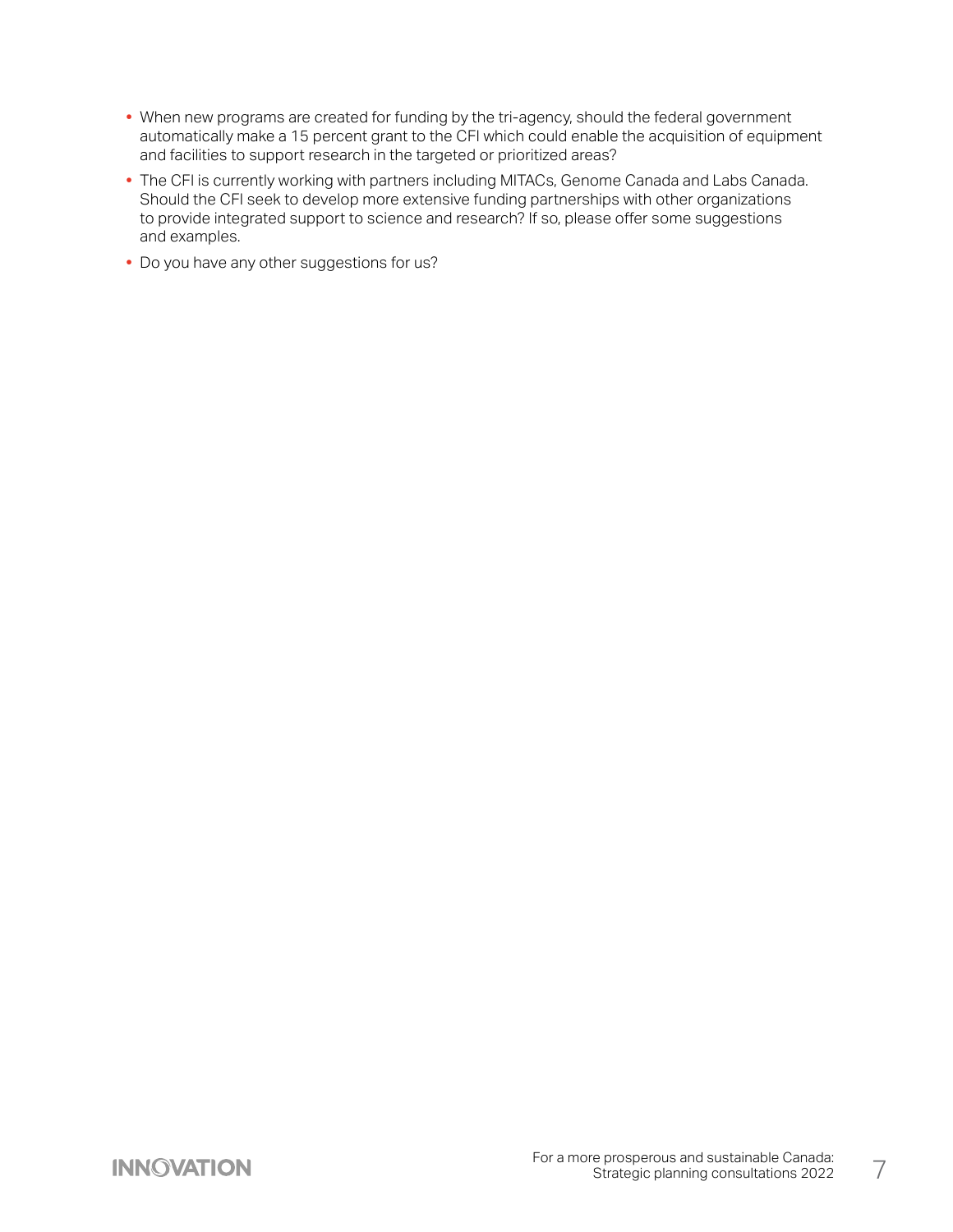- When new programs are created for funding by the tri-agency, should the federal government automatically make a 15 percent grant to the CFI which could enable the acquisition of equipment and facilities to support research in the targeted or prioritized areas?
- The CFI is currently working with partners including MITACs, Genome Canada and Labs Canada. Should the CFI seek to develop more extensive funding partnerships with other organizations to provide integrated support to science and research? If so, please offer some suggestions and examples.
- Do you have any other suggestions for us?